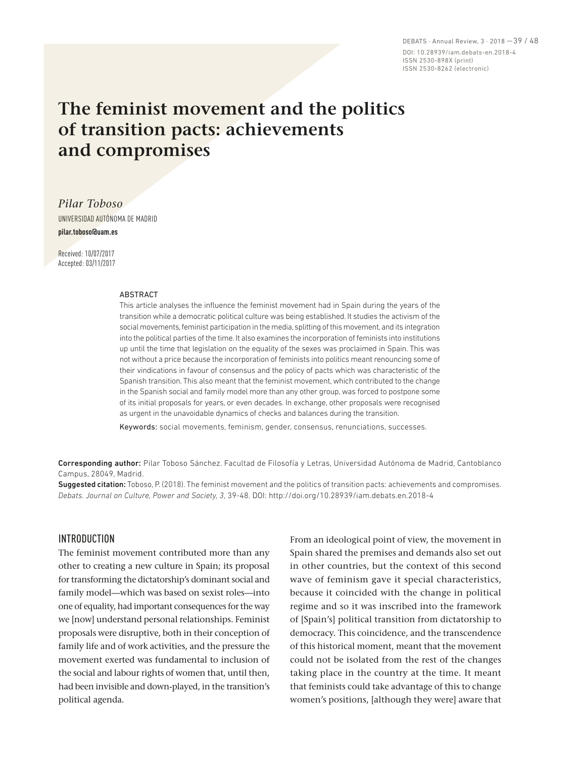# The feminist movement and the politics of transition pacts: achievements and compromises

*Pilar Toboso*

UNIVERSIDAD AUTÓNOMA DE MADRID

**pilar.toboso@uam.es**

Received: 10/07/2017
Accepted: 03/11/2017

ABSTRACT

This article analyses the influence the feminist movement had in Spain during the years of the transition while a democratic political culture was being established. It studies the activism of the social movements, feminist participation in the media, splitting of this movement, and its integration into the political parties of the time. It also examines the incorporation of feminists into institutions up until the time that legislation on the equality of the sexes was proclaimed in Spain. This was not without a price because the incorporation of feminists into politics meant renouncing some of their vindications in favour of consensus and the policy of pacts which was characteristic of the Spanish transition. This also meant that the feminist movement, which contributed to the change in the Spanish social and family model more than any other group, was forced to postpone some of its initial proposals for years, or even decades. In exchange, other proposals were recognised as urgent in the unavoidable dynamics of checks and balances during the transition.

Keywords: social movements, feminism, gender, consensus, renunciations, successes.

**Corresponding author:** Pilar Toboso Sánchez. Facultad de Filosofía y Letras, Universidad Autónoma de Madrid, Cantoblanco Campus, 28049, Madrid.

**Suggested citation:** Toboso, P. (2018). The feminist movement and the politics of transition pacts: achievements and compromises. *Debats. Journal on Culture, Power and Society, 3*, 39-48. DOI: http://doi.org/10.28939/iam.debats.en.2018-4

## INTRODUCTION

The feminist movement contributed more than any other to creating a new culture in Spain; its proposal for transforming the dictatorship's dominant social and family model—which was based on sexist roles—into one of equality, had important consequences for the way we [now] understand personal relationships. Feminist proposals were disruptive, both in their conception of family life and of work activities, and the pressure the movement exerted was fundamental to inclusion of the social and labour rights of women that, until then, had been invisible and down-played, in the transition's political agenda.

From an ideological point of view, the movement in Spain shared the premises and demands also set out in other countries, but the context of this second wave of feminism gave it special characteristics, because it coincided with the change in political regime and so it was inscribed into the framework of [Spain's] political transition from dictatorship to democracy. This coincidence, and the transcendence of this historical moment, meant that the movement could not be isolated from the rest of the changes taking place in the country at the time. It meant that feminists could take advantage of this to change women's positions, [although they were] aware that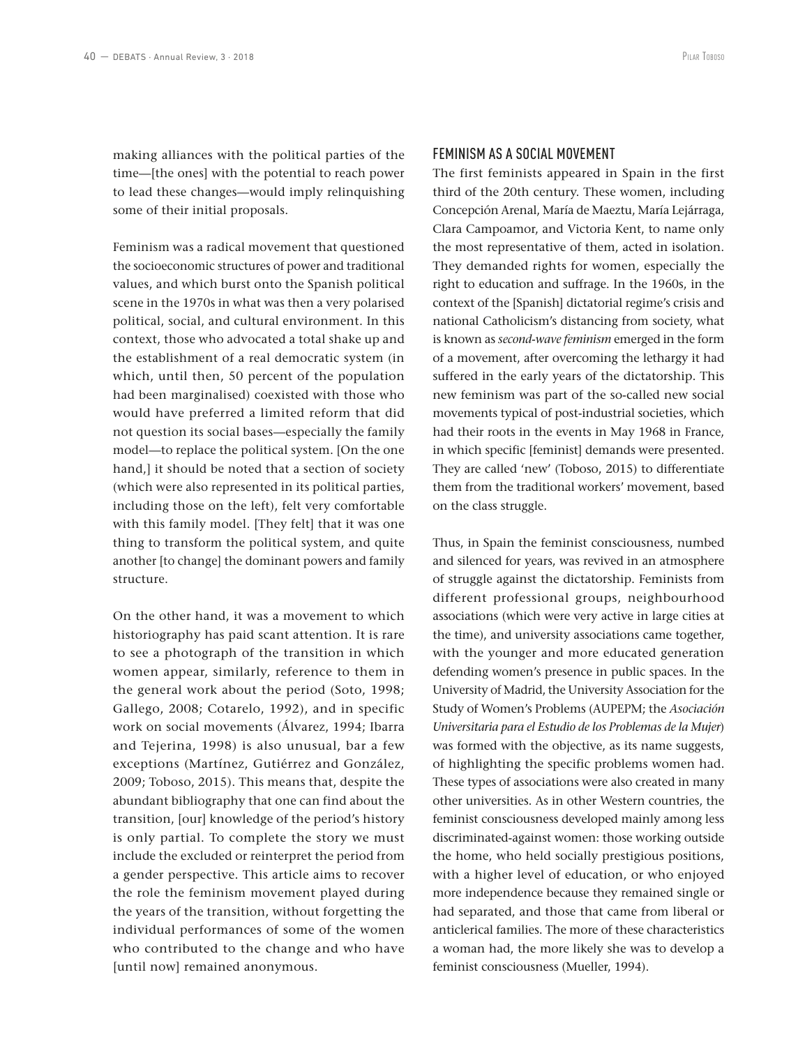making alliances with the political parties of the time—[the ones] with the potential to reach power to lead these changes—would imply relinquishing some of their initial proposals.

Feminism was a radical movement that questioned the socioeconomic structures of power and traditional values, and which burst onto the Spanish political scene in the 1970s in what was then a very polarised political, social, and cultural environment. In this context, those who advocated a total shake up and the establishment of a real democratic system (in which, until then, 50 percent of the population had been marginalised) coexisted with those who would have preferred a limited reform that did not question its social bases—especially the family model—to replace the political system. [On the one hand,] it should be noted that a section of society (which were also represented in its political parties, including those on the left), felt very comfortable with this family model. [They felt] that it was one thing to transform the political system, and quite another [to change] the dominant powers and family structure.

On the other hand, it was a movement to which historiography has paid scant attention. It is rare to see a photograph of the transition in which women appear, similarly, reference to them in the general work about the period (Soto, 1998; Gallego, 2008; Cotarelo, 1992), and in specific work on social movements (Álvarez, 1994; Ibarra and Tejerina, 1998) is also unusual, bar a few exceptions (Martínez, Gutiérrez and González, 2009; Toboso, 2015). This means that, despite the abundant bibliography that one can find about the transition, [our] knowledge of the period's history is only partial. To complete the story we must include the excluded or reinterpret the period from a gender perspective. This article aims to recover the role the feminism movement played during the years of the transition, without forgetting the individual performances of some of the women who contributed to the change and who have [until now] remained anonymous.

## FEMINISM AS A SOCIAL MOVEMENT

The first feminists appeared in Spain in the first third of the 20th century. These women, including Concepción Arenal, María de Maeztu, María Lejárraga, Clara Campoamor, and Victoria Kent, to name only the most representative of them, acted in isolation. They demanded rights for women, especially the right to education and suffrage. In the 1960s, in the context of the [Spanish] dictatorial regime's crisis and national Catholicism's distancing from society, what is known as *second-wave feminism* emerged in the form of a movement, after overcoming the lethargy it had suffered in the early years of the dictatorship. This new feminism was part of the so-called new social movements typical of post-industrial societies, which had their roots in the events in May 1968 in France, in which specific [feminist] demands were presented. They are called 'new' (Toboso, 2015) to differentiate them from the traditional workers' movement, based on the class struggle.

Thus, in Spain the feminist consciousness, numbed and silenced for years, was revived in an atmosphere of struggle against the dictatorship. Feminists from different professional groups, neighbourhood associations (which were very active in large cities at the time), and university associations came together, with the younger and more educated generation defending women's presence in public spaces. In the University of Madrid, the University Association for the Study of Women's Problems (AUPEPM; the *Asociación Universitaria para el Estudio de los Problemas de la Mujer*) was formed with the objective, as its name suggests, of highlighting the specific problems women had. These types of associations were also created in many other universities. As in other Western countries, the feminist consciousness developed mainly among less discriminated-against women: those working outside the home, who held socially prestigious positions, with a higher level of education, or who enjoyed more independence because they remained single or had separated, and those that came from liberal or anticlerical families. The more of these characteristics a woman had, the more likely she was to develop a feminist consciousness (Mueller, 1994).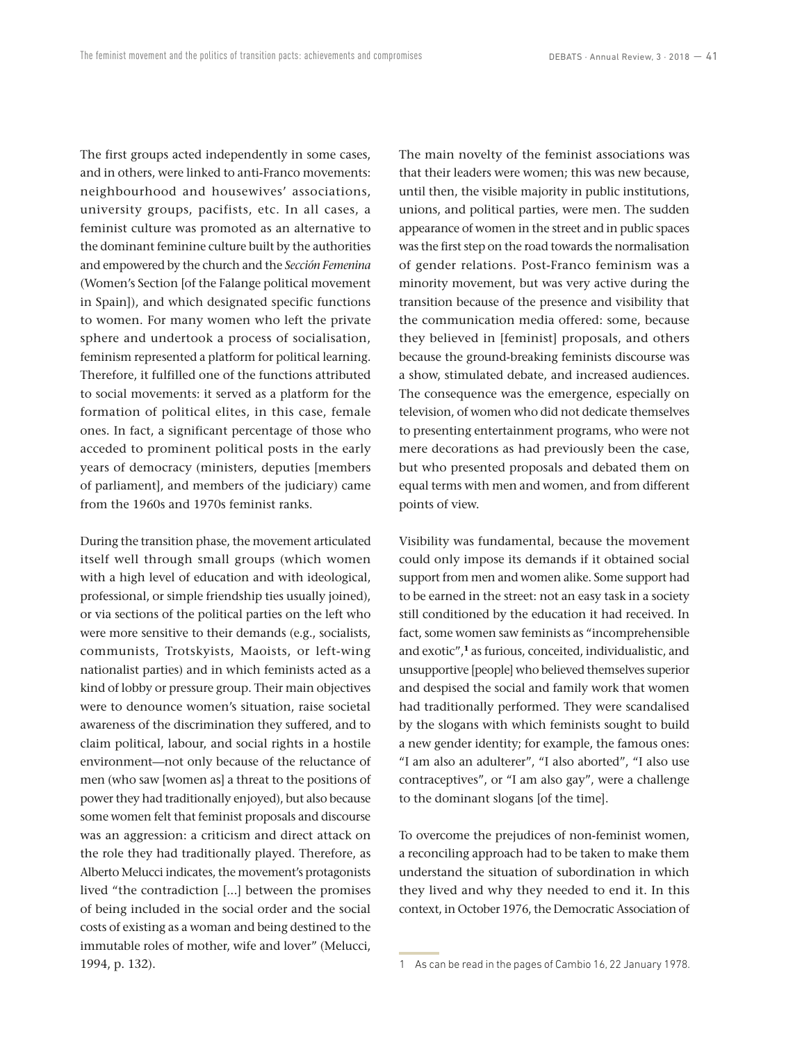The first groups acted independently in some cases, and in others, were linked to anti-Franco movements: neighbourhood and housewives' associations, university groups, pacifists, etc. In all cases, a feminist culture was promoted as an alternative to the dominant feminine culture built by the authorities and empowered by the church and the *Sección Femenina* (Women's Section [of the Falange political movement in Spain]), and which designated specific functions to women. For many women who left the private sphere and undertook a process of socialisation, feminism represented a platform for political learning. Therefore, it fulfilled one of the functions attributed to social movements: it served as a platform for the formation of political elites, in this case, female ones. In fact, a significant percentage of those who acceded to prominent political posts in the early years of democracy (ministers, deputies [members of parliament], and members of the judiciary) came from the 1960s and 1970s feminist ranks.

During the transition phase, the movement articulated itself well through small groups (which women with a high level of education and with ideological, professional, or simple friendship ties usually joined), or via sections of the political parties on the left who were more sensitive to their demands (e.g., socialists, communists, Trotskyists, Maoists, or left-wing nationalist parties) and in which feminists acted as a kind of lobby or pressure group. Their main objectives were to denounce women's situation, raise societal awareness of the discrimination they suffered, and to claim political, labour, and social rights in a hostile environment—not only because of the reluctance of men (who saw [women as] a threat to the positions of power they had traditionally enjoyed), but also because some women felt that feminist proposals and discourse was an aggression: a criticism and direct attack on the role they had traditionally played. Therefore, as Alberto Melucci indicates, the movement's protagonists lived "the contradiction [...] between the promises of being included in the social order and the social costs of existing as a woman and being destined to the immutable roles of mother, wife and lover" (Melucci, 1994, p. 132).

The main novelty of the feminist associations was that their leaders were women; this was new because, until then, the visible majority in public institutions, unions, and political parties, were men. The sudden appearance of women in the street and in public spaces was the first step on the road towards the normalisation of gender relations. Post-Franco feminism was a minority movement, but was very active during the transition because of the presence and visibility that the communication media offered: some, because they believed in [feminist] proposals, and others because the ground-breaking feminists discourse was a show, stimulated debate, and increased audiences. The consequence was the emergence, especially on television, of women who did not dedicate themselves to presenting entertainment programs, who were not mere decorations as had previously been the case, but who presented proposals and debated them on equal terms with men and women, and from different points of view.

Visibility was fundamental, because the movement could only impose its demands if it obtained social support from men and women alike. Some support had to be earned in the street: not an easy task in a society still conditioned by the education it had received. In fact, some women saw feminists as "incomprehensible and exotic",[1] as furious, conceited, individualistic, and unsupportive [people] who believed themselves superior and despised the social and family work that women had traditionally performed. They were scandalised by the slogans with which feminists sought to build a new gender identity; for example, the famous ones: "I am also an adulterer", "I also aborted", "I also use contraceptives", or "I am also gay", were a challenge to the dominant slogans [of the time].

To overcome the prejudices of non-feminist women, a reconciling approach had to be taken to make them understand the situation of subordination in which they lived and why they needed to end it. In this context, in October 1976, the Democratic Association of

---

1 As can be read in the pages of Cambio 16, 22 January 1978.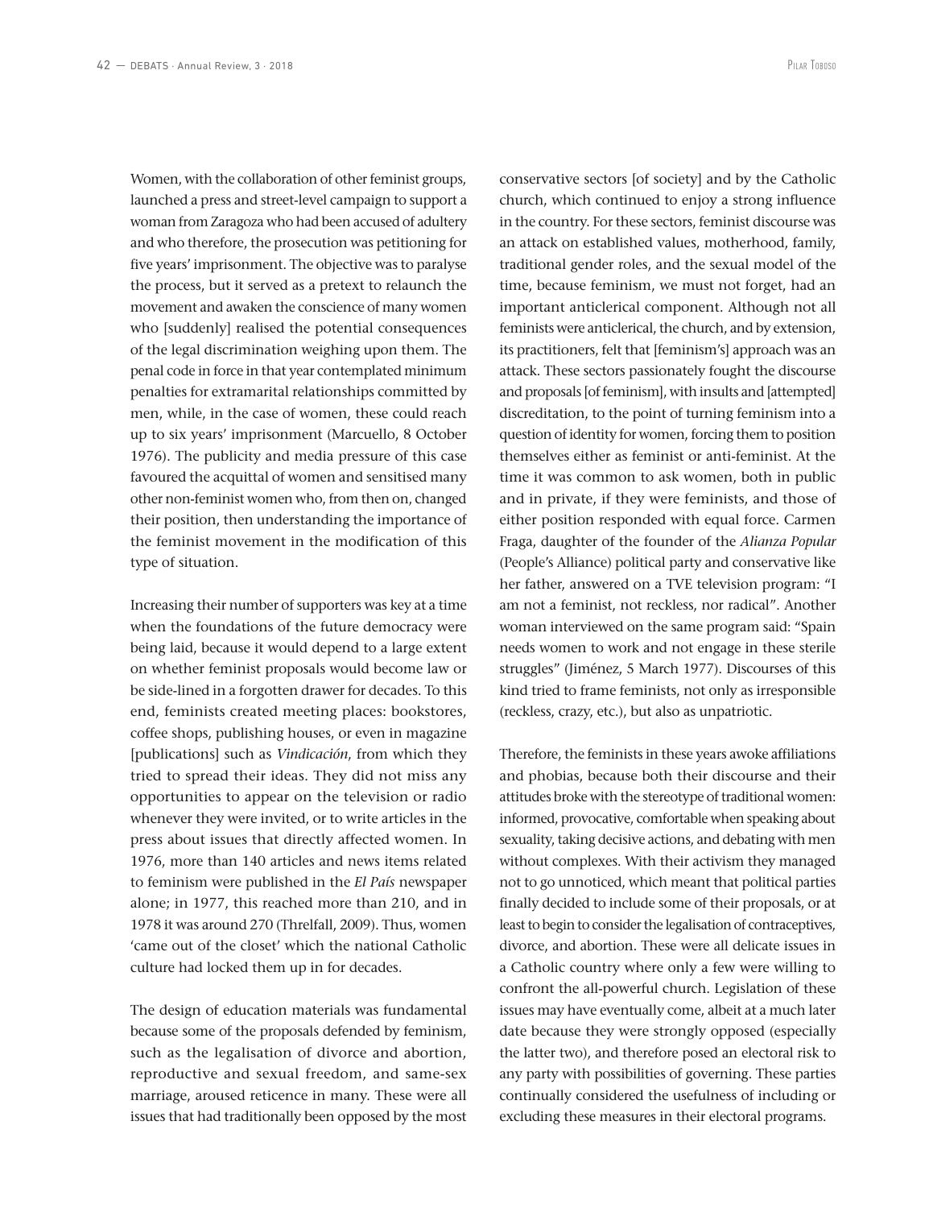Women, with the collaboration of other feminist groups, launched a press and street-level campaign to support a woman from Zaragoza who had been accused of adultery and who therefore, the prosecution was petitioning for five years' imprisonment. The objective was to paralyse the process, but it served as a pretext to relaunch the movement and awaken the conscience of many women who [suddenly] realised the potential consequences of the legal discrimination weighing upon them. The penal code in force in that year contemplated minimum penalties for extramarital relationships committed by men, while, in the case of women, these could reach up to six years' imprisonment (Marcuello, 8 October 1976). The publicity and media pressure of this case favoured the acquittal of women and sensitised many other non-feminist women who, from then on, changed their position, then understanding the importance of the feminist movement in the modification of this type of situation.

Increasing their number of supporters was key at a time when the foundations of the future democracy were being laid, because it would depend to a large extent on whether feminist proposals would become law or be side-lined in a forgotten drawer for decades. To this end, feminists created meeting places: bookstores, coffee shops, publishing houses, or even in magazine [publications] such as *Vindicación*, from which they tried to spread their ideas. They did not miss any opportunities to appear on the television or radio whenever they were invited, or to write articles in the press about issues that directly affected women. In 1976, more than 140 articles and news items related to feminism were published in the *El País* newspaper alone; in 1977, this reached more than 210, and in 1978 it was around 270 (Threlfall, 2009). Thus, women 'came out of the closet' which the national Catholic culture had locked them up in for decades.

The design of education materials was fundamental because some of the proposals defended by feminism, such as the legalisation of divorce and abortion, reproductive and sexual freedom, and same-sex marriage, aroused reticence in many. These were all issues that had traditionally been opposed by the most conservative sectors [of society] and by the Catholic church, which continued to enjoy a strong influence in the country. For these sectors, feminist discourse was an attack on established values, motherhood, family, traditional gender roles, and the sexual model of the time, because feminism, we must not forget, had an important anticlerical component. Although not all feminists were anticlerical, the church, and by extension, its practitioners, felt that [feminism's] approach was an attack. These sectors passionately fought the discourse and proposals [of feminism], with insults and [attempted] discreditation, to the point of turning feminism into a question of identity for women, forcing them to position themselves either as feminist or anti-feminist. At the time it was common to ask women, both in public and in private, if they were feminists, and those of either position responded with equal force. Carmen Fraga, daughter of the founder of the *Alianza Popular* (People's Alliance) political party and conservative like her father, answered on a TVE television program: "I am not a feminist, not reckless, nor radical". Another woman interviewed on the same program said: "Spain needs women to work and not engage in these sterile struggles" (Jiménez, 5 March 1977). Discourses of this kind tried to frame feminists, not only as irresponsible (reckless, crazy, etc.), but also as unpatriotic.

Therefore, the feminists in these years awoke affiliations and phobias, because both their discourse and their attitudes broke with the stereotype of traditional women: informed, provocative, comfortable when speaking about sexuality, taking decisive actions, and debating with men without complexes. With their activism they managed not to go unnoticed, which meant that political parties finally decided to include some of their proposals, or at least to begin to consider the legalisation of contraceptives, divorce, and abortion. These were all delicate issues in a Catholic country where only a few were willing to confront the all-powerful church. Legislation of these issues may have eventually come, albeit at a much later date because they were strongly opposed (especially the latter two), and therefore posed an electoral risk to any party with possibilities of governing. These parties continually considered the usefulness of including or excluding these measures in their electoral programs.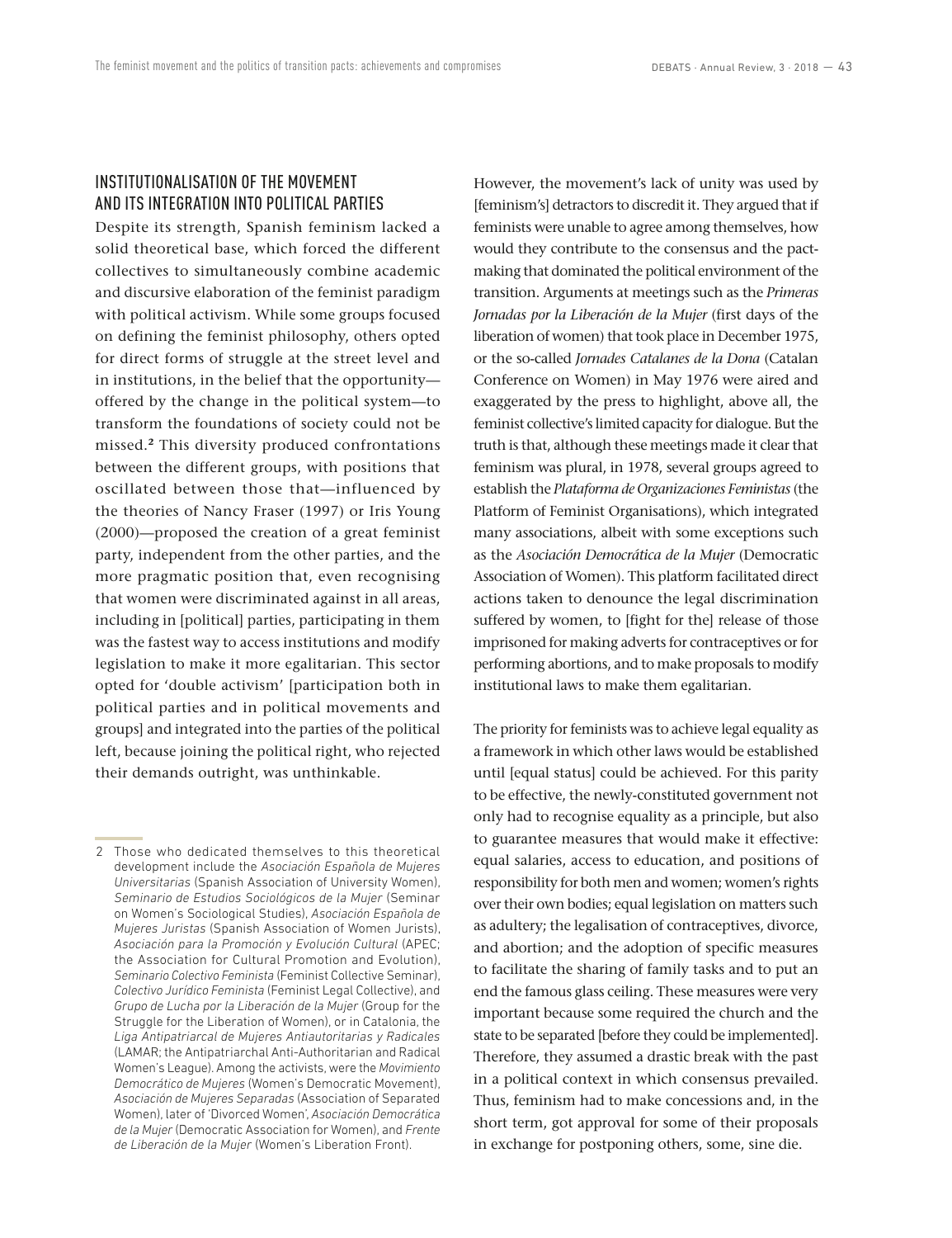## INSTITUTIONALISATION OF THE MOVEMENT AND ITS INTEGRATION INTO POLITICAL PARTIES

Despite its strength, Spanish feminism lacked a solid theoretical base, which forced the different collectives to simultaneously combine academic and discursive elaboration of the feminist paradigm with political activism. While some groups focused on defining the feminist philosophy, others opted for direct forms of struggle at the street level and in institutions, in the belief that the opportunity—offered by the change in the political system—to transform the foundations of society could not be missed.[2] This diversity produced confrontations between the different groups, with positions that oscillated between those that—influenced by the theories of Nancy Fraser (1997) or Iris Young (2000)—proposed the creation of a great feminist party, independent from the other parties, and the more pragmatic position that, even recognising that women were discriminated against in all areas, including in [political] parties, participating in them was the fastest way to access institutions and modify legislation to make it more egalitarian. This sector opted for 'double activism' [participation both in political parties and in political movements and groups] and integrated into the parties of the political left, because joining the political right, who rejected their demands outright, was unthinkable.

However, the movement's lack of unity was used by [feminism's] detractors to discredit it. They argued that if feminists were unable to agree among themselves, how would they contribute to the consensus and the pact-making that dominated the political environment of the transition. Arguments at meetings such as the *Primeras Jornadas por la Liberación de la Mujer* (first days of the liberation of women) that took place in December 1975, or the so-called *Jornades Catalanes de la Dona* (Catalan Conference on Women) in May 1976 were aired and exaggerated by the press to highlight, above all, the feminist collective's limited capacity for dialogue. But the truth is that, although these meetings made it clear that feminism was plural, in 1978, several groups agreed to establish the *Plataforma de Organizaciones Feministas* (the Platform of Feminist Organisations), which integrated many associations, albeit with some exceptions such as the *Asociación Democrática de la Mujer* (Democratic Association of Women). This platform facilitated direct actions taken to denounce the legal discrimination suffered by women, to [fight for the] release of those imprisoned for making adverts for contraceptives or for performing abortions, and to make proposals to modify institutional laws to make them egalitarian.

The priority for feminists was to achieve legal equality as a framework in which other laws would be established until [equal status] could be achieved. For this parity to be effective, the newly-constituted government not only had to recognise equality as a principle, but also to guarantee measures that would make it effective: equal salaries, access to education, and positions of responsibility for both men and women; women's rights over their own bodies; equal legislation on matters such as adultery; the legalisation of contraceptives, divorce, and abortion; and the adoption of specific measures to facilitate the sharing of family tasks and to put an end the famous glass ceiling. These measures were very important because some required the church and the state to be separated [before they could be implemented]. Therefore, they assumed a drastic break with the past in a political context in which consensus prevailed. Thus, feminism had to make concessions and, in the short term, got approval for some of their proposals in exchange for postponing others, some, sine die.

---

2 Those who dedicated themselves to this theoretical development include the *Asociación Española de Mujeres Universitarias* (Spanish Association of University Women), *Seminario de Estudios Sociológicos de la Mujer* (Seminar on Women's Sociological Studies), *Asociación Española de Mujeres Juristas* (Spanish Association of Women Jurists), *Asociación para la Promoción y Evolución Cultural* (APEC; the Association for Cultural Promotion and Evolution), *Seminario Colectivo Feminista* (Feminist Collective Seminar), *Colectivo Jurídico Feminista* (Feminist Legal Collective), and *Grupo de Lucha por la Liberación de la Mujer* (Group for the Struggle for the Liberation of Women), or in Catalonia, the *Liga Antipatriarcal de Mujeres Antiautoritarias y Radicales* (LAMAR; the Antipatriarchal Anti-Authoritarian and Radical Women's League). Among the activists, were the *Movimiento Democrático de Mujeres* (Women's Democratic Movement), *Asociación de Mujeres Separadas* (Association of Separated Women), later of 'Divorced Women', *Asociación Democrática de la Mujer* (Democratic Association for Women), and *Frente de Liberación de la Mujer* (Women's Liberation Front).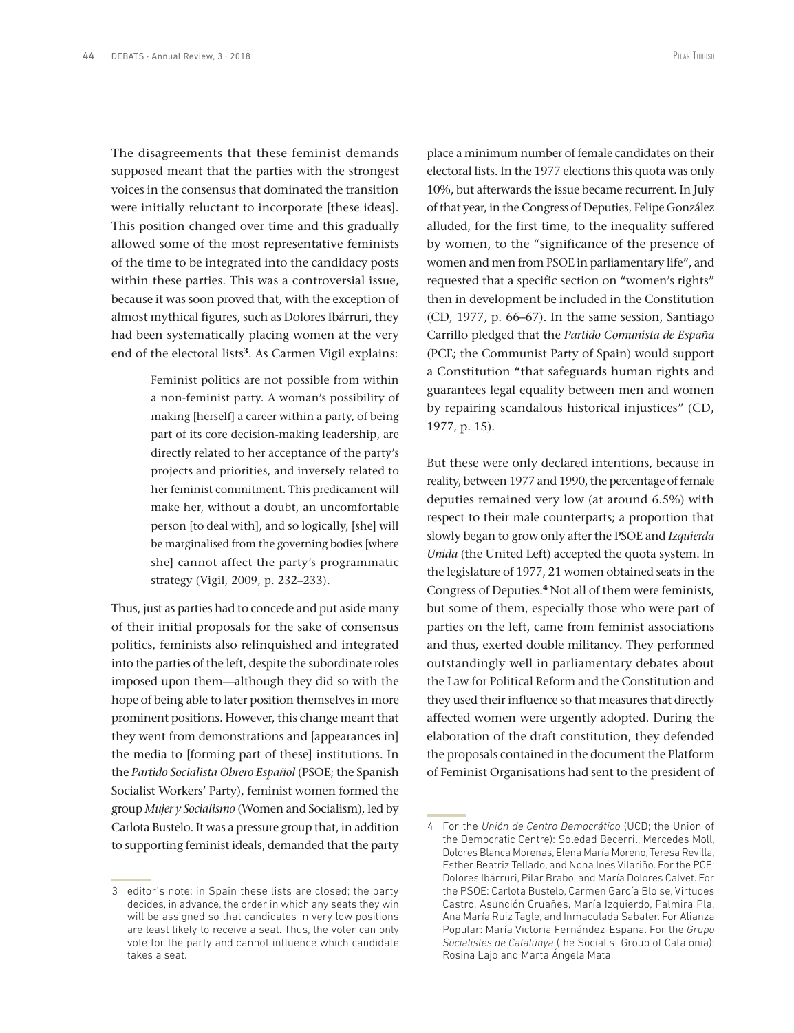The disagreements that these feminist demands supposed meant that the parties with the strongest voices in the consensus that dominated the transition were initially reluctant to incorporate [these ideas]. This position changed over time and this gradually allowed some of the most representative feminists of the time to be integrated into the candidacy posts within these parties. This was a controversial issue, because it was soon proved that, with the exception of almost mythical figures, such as Dolores Ibárruri, they had been systematically placing women at the very end of the electoral lists[3]. As Carmen Vigil explains:

> Feminist politics are not possible from within a non-feminist party. A woman's possibility of making [herself] a career within a party, of being part of its core decision-making leadership, are directly related to her acceptance of the party's projects and priorities, and inversely related to her feminist commitment. This predicament will make her, without a doubt, an uncomfortable person [to deal with], and so logically, [she] will be marginalised from the governing bodies [where she] cannot affect the party's programmatic strategy (Vigil, 2009, p. 232–233).

Thus, just as parties had to concede and put aside many of their initial proposals for the sake of consensus politics, feminists also relinquished and integrated into the parties of the left, despite the subordinate roles imposed upon them—although they did so with the hope of being able to later position themselves in more prominent positions. However, this change meant that they went from demonstrations and [appearances in] the media to [forming part of these] institutions. In the *Partido Socialista Obrero Español* (PSOE; the Spanish Socialist Workers' Party), feminist women formed the group *Mujer y Socialismo* (Women and Socialism), led by Carlota Bustelo. It was a pressure group that, in addition to supporting feminist ideals, demanded that the party place a minimum number of female candidates on their electoral lists. In the 1977 elections this quota was only 10%, but afterwards the issue became recurrent. In July of that year, in the Congress of Deputies, Felipe González alluded, for the first time, to the inequality suffered by women, to the "significance of the presence of women and men from PSOE in parliamentary life", and requested that a specific section on "women's rights" then in development be included in the Constitution (CD, 1977, p. 66–67). In the same session, Santiago Carrillo pledged that the *Partido Comunista de España* (PCE; the Communist Party of Spain) would support a Constitution "that safeguards human rights and guarantees legal equality between men and women by repairing scandalous historical injustices" (CD, 1977, p. 15).

But these were only declared intentions, because in reality, between 1977 and 1990, the percentage of female deputies remained very low (at around 6.5%) with respect to their male counterparts; a proportion that slowly began to grow only after the PSOE and *Izquierda Unida* (the United Left) accepted the quota system. In the legislature of 1977, 21 women obtained seats in the Congress of Deputies.[4] Not all of them were feminists, but some of them, especially those who were part of parties on the left, came from feminist associations and thus, exerted double militancy. They performed outstandingly well in parliamentary debates about the Law for Political Reform and the Constitution and they used their influence so that measures that directly affected women were urgently adopted. During the elaboration of the draft constitution, they defended the proposals contained in the document the Platform of Feminist Organisations had sent to the president of

---

3 editor's note: in Spain these lists are closed; the party decides, in advance, the order in which any seats they win will be assigned so that candidates in very low positions are least likely to receive a seat. Thus, the voter can only vote for the party and cannot influence which candidate takes a seat.

4 For the *Unión de Centro Democrático* (UCD; the Union of the Democratic Centre): Soledad Becerril, Mercedes Moll, Dolores Blanca Morenas, Elena María Moreno, Teresa Revilla, Esther Beatriz Tellado, and Nona Inés Vilariño. For the PCE: Dolores Ibárruri, Pilar Brabo, and María Dolores Calvet. For the PSOE: Carlota Bustelo, Carmen García Bloise, Virtudes Castro, Asunción Cruañes, María Izquierdo, Palmira Pla, Ana María Ruiz Tagle, and Inmaculada Sabater. For Alianza Popular: María Victoria Fernández-España. For the *Grupo Socialistes de Catalunya* (the Socialist Group of Catalonia): Rosina Lajo and Marta Ángela Mata.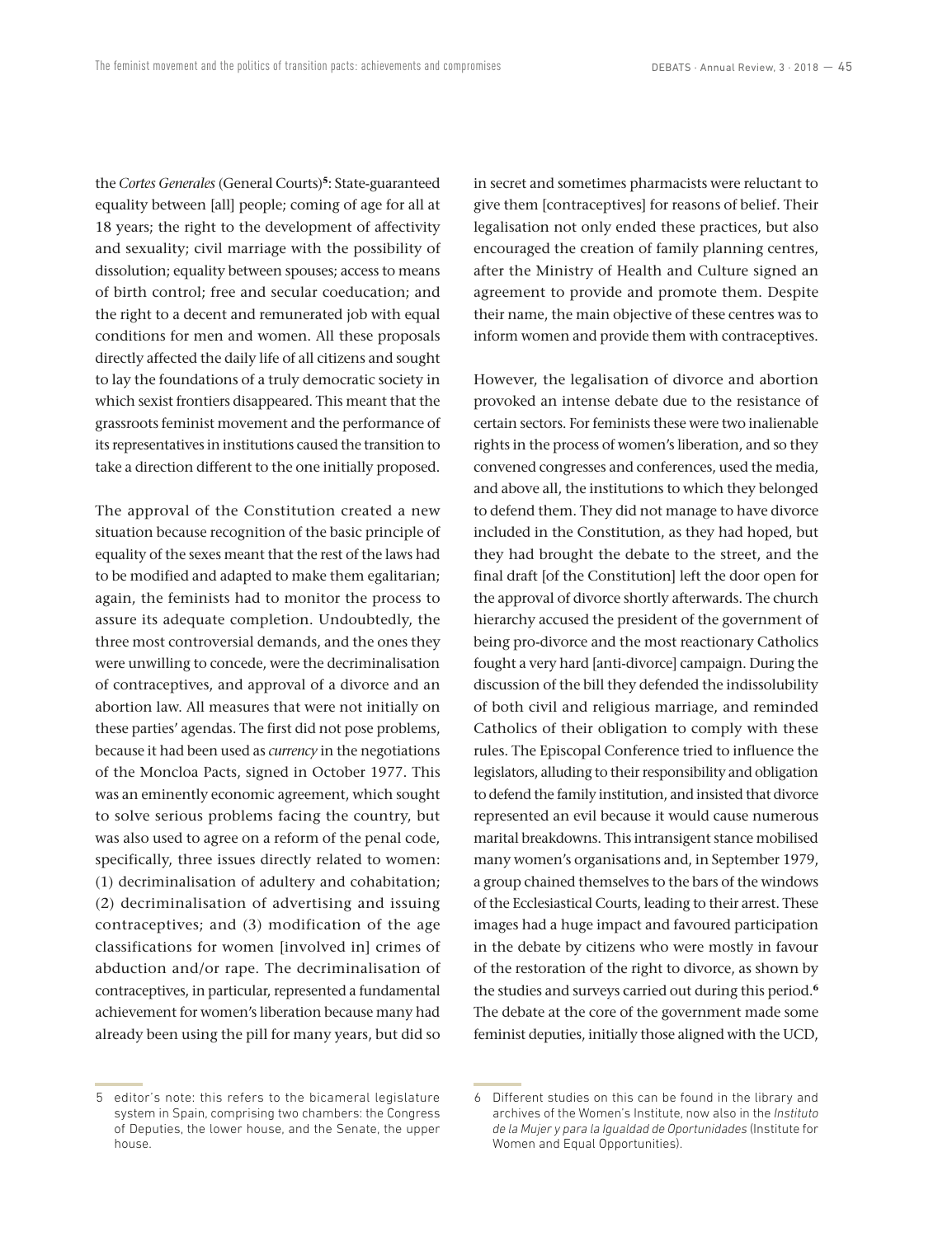the *Cortes Generales* (General Courts)[5]: State-guaranteed equality between [all] people; coming of age for all at 18 years; the right to the development of affectivity and sexuality; civil marriage with the possibility of dissolution; equality between spouses; access to means of birth control; free and secular coeducation; and the right to a decent and remunerated job with equal conditions for men and women. All these proposals directly affected the daily life of all citizens and sought to lay the foundations of a truly democratic society in which sexist frontiers disappeared. This meant that the grassroots feminist movement and the performance of its representatives in institutions caused the transition to take a direction different to the one initially proposed.

The approval of the Constitution created a new situation because recognition of the basic principle of equality of the sexes meant that the rest of the laws had to be modified and adapted to make them egalitarian; again, the feminists had to monitor the process to assure its adequate completion. Undoubtedly, the three most controversial demands, and the ones they were unwilling to concede, were the decriminalisation of contraceptives, and approval of a divorce and an abortion law. All measures that were not initially on these parties' agendas. The first did not pose problems, because it had been used as *currency* in the negotiations of the Moncloa Pacts, signed in October 1977. This was an eminently economic agreement, which sought to solve serious problems facing the country, but was also used to agree on a reform of the penal code, specifically, three issues directly related to women: (1) decriminalisation of adultery and cohabitation; (2) decriminalisation of advertising and issuing contraceptives; and (3) modification of the age classifications for women [involved in] crimes of abduction and/or rape. The decriminalisation of contraceptives, in particular, represented a fundamental achievement for women's liberation because many had already been using the pill for many years, but did so in secret and sometimes pharmacists were reluctant to give them [contraceptives] for reasons of belief. Their legalisation not only ended these practices, but also encouraged the creation of family planning centres, after the Ministry of Health and Culture signed an agreement to provide and promote them. Despite their name, the main objective of these centres was to inform women and provide them with contraceptives.

However, the legalisation of divorce and abortion provoked an intense debate due to the resistance of certain sectors. For feminists these were two inalienable rights in the process of women's liberation, and so they convened congresses and conferences, used the media, and above all, the institutions to which they belonged to defend them. They did not manage to have divorce included in the Constitution, as they had hoped, but they had brought the debate to the street, and the final draft [of the Constitution] left the door open for the approval of divorce shortly afterwards. The church hierarchy accused the president of the government of being pro-divorce and the most reactionary Catholics fought a very hard [anti-divorce] campaign. During the discussion of the bill they defended the indissolubility of both civil and religious marriage, and reminded Catholics of their obligation to comply with these rules. The Episcopal Conference tried to influence the legislators, alluding to their responsibility and obligation to defend the family institution, and insisted that divorce represented an evil because it would cause numerous marital breakdowns. This intransigent stance mobilised many women's organisations and, in September 1979, a group chained themselves to the bars of the windows of the Ecclesiastical Courts, leading to their arrest. These images had a huge impact and favoured participation in the debate by citizens who were mostly in favour of the restoration of the right to divorce, as shown by the studies and surveys carried out during this period.[6] The debate at the core of the government made some feminist deputies, initially those aligned with the UCD,

5 editor's note: this refers to the bicameral legislature system in Spain, comprising two chambers: the Congress of Deputies, the lower house, and the Senate, the upper house.

6 Different studies on this can be found in the library and archives of the Women's Institute, now also in the *Instituto de la Mujer y para la Igualdad de Oportunidades* (Institute for Women and Equal Opportunities).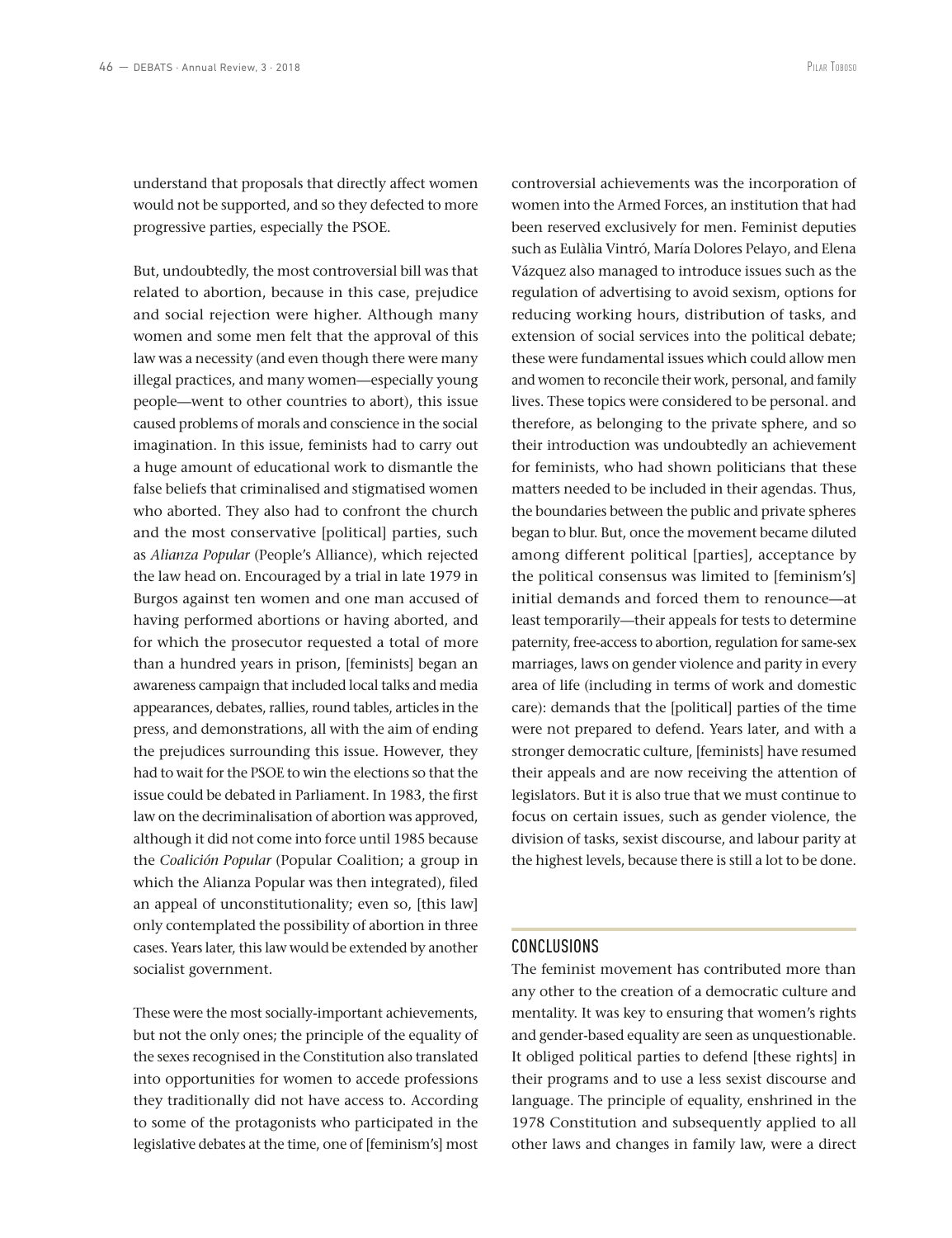understand that proposals that directly affect women would not be supported, and so they defected to more progressive parties, especially the PSOE.

But, undoubtedly, the most controversial bill was that related to abortion, because in this case, prejudice and social rejection were higher. Although many women and some men felt that the approval of this law was a necessity (and even though there were many illegal practices, and many women—especially young people—went to other countries to abort), this issue caused problems of morals and conscience in the social imagination. In this issue, feminists had to carry out a huge amount of educational work to dismantle the false beliefs that criminalised and stigmatised women who aborted. They also had to confront the church and the most conservative [political] parties, such as *Alianza Popular* (People's Alliance), which rejected the law head on. Encouraged by a trial in late 1979 in Burgos against ten women and one man accused of having performed abortions or having aborted, and for which the prosecutor requested a total of more than a hundred years in prison, [feminists] began an awareness campaign that included local talks and media appearances, debates, rallies, round tables, articles in the press, and demonstrations, all with the aim of ending the prejudices surrounding this issue. However, they had to wait for the PSOE to win the elections so that the issue could be debated in Parliament. In 1983, the first law on the decriminalisation of abortion was approved, although it did not come into force until 1985 because the *Coalición Popular* (Popular Coalition; a group in which the Alianza Popular was then integrated), filed an appeal of unconstitutionality; even so, [this law] only contemplated the possibility of abortion in three cases. Years later, this law would be extended by another socialist government.

These were the most socially-important achievements, but not the only ones; the principle of the equality of the sexes recognised in the Constitution also translated into opportunities for women to accede professions they traditionally did not have access to. According to some of the protagonists who participated in the legislative debates at the time, one of [feminism's] most controversial achievements was the incorporation of women into the Armed Forces, an institution that had been reserved exclusively for men. Feminist deputies such as Eulàlia Vintró, María Dolores Pelayo, and Elena Vázquez also managed to introduce issues such as the regulation of advertising to avoid sexism, options for reducing working hours, distribution of tasks, and extension of social services into the political debate; these were fundamental issues which could allow men and women to reconcile their work, personal, and family lives. These topics were considered to be personal. and therefore, as belonging to the private sphere, and so their introduction was undoubtedly an achievement for feminists, who had shown politicians that these matters needed to be included in their agendas. Thus, the boundaries between the public and private spheres began to blur. But, once the movement became diluted among different political [parties], acceptance by the political consensus was limited to [feminism's] initial demands and forced them to renounce—at least temporarily—their appeals for tests to determine paternity, free-access to abortion, regulation for same-sex marriages, laws on gender violence and parity in every area of life (including in terms of work and domestic care): demands that the [political] parties of the time were not prepared to defend. Years later, and with a stronger democratic culture, [feminists] have resumed their appeals and are now receiving the attention of legislators. But it is also true that we must continue to focus on certain issues, such as gender violence, the division of tasks, sexist discourse, and labour parity at the highest levels, because there is still a lot to be done.

## CONCLUSIONS

The feminist movement has contributed more than any other to the creation of a democratic culture and mentality. It was key to ensuring that women's rights and gender-based equality are seen as unquestionable. It obliged political parties to defend [these rights] in their programs and to use a less sexist discourse and language. The principle of equality, enshrined in the 1978 Constitution and subsequently applied to all other laws and changes in family law, were a direct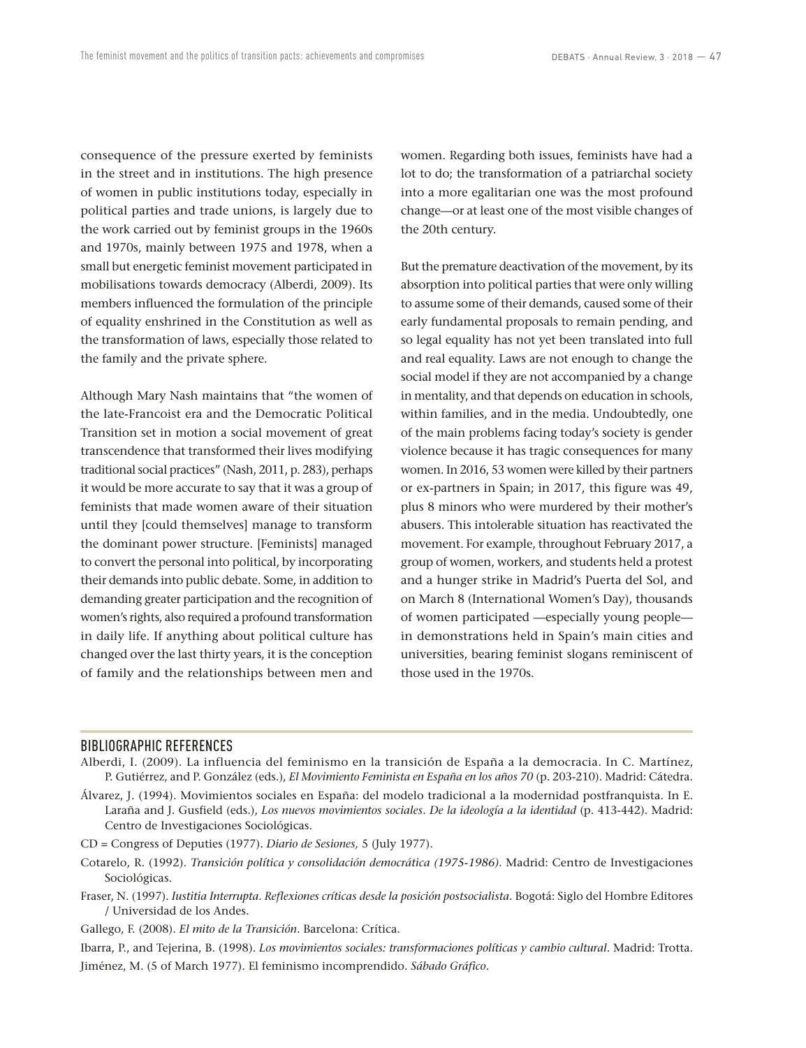consequence of the pressure exerted by feminists in the street and in institutions. The high presence of women in public institutions today, especially in political parties and trade unions, is largely due to the work carried out by feminist groups in the 1960s and 1970s, mainly between 1975 and 1978, when a small but energetic feminist movement participated in mobilisations towards democracy (Alberdi, 2009). Its members influenced the formulation of the principle of equality enshrined in the Constitution as well as the transformation of laws, especially those related to the family and the private sphere.

Although Mary Nash maintains that "the women of the late-Francoist era and the Democratic Political Transition set in motion a social movement of great transcendence that transformed their lives modifying traditional social practices" (Nash, 2011, p. 283), perhaps it would be more accurate to say that it was a group of feminists that made women aware of their situation until they [could themselves] manage to transform the dominant power structure. [Feminists] managed to convert the personal into political, by incorporating their demands into public debate. Some, in addition to demanding greater participation and the recognition of women's rights, also required a profound transformation in daily life. If anything about political culture has changed over the last thirty years, it is the conception of family and the relationships between men and women. Regarding both issues, feminists have had a lot to do; the transformation of a patriarchal society into a more egalitarian one was the most profound change—or at least one of the most visible changes of the 20th century.

But the premature deactivation of the movement, by its absorption into political parties that were only willing to assume some of their demands, caused some of their early fundamental proposals to remain pending, and so legal equality has not yet been translated into full and real equality. Laws are not enough to change the social model if they are not accompanied by a change in mentality, and that depends on education in schools, within families, and in the media. Undoubtedly, one of the main problems facing today's society is gender violence because it has tragic consequences for many women. In 2016, 53 women were killed by their partners or ex-partners in Spain; in 2017, this figure was 49, plus 8 minors who were murdered by their mother's abusers. This intolerable situation has reactivated the movement. For example, throughout February 2017, a group of women, workers, and students held a protest and a hunger strike in Madrid's Puerta del Sol, and on March 8 (International Women's Day), thousands of women participated —especially young people— in demonstrations held in Spain's main cities and universities, bearing feminist slogans reminiscent of those used in the 1970s.

## BIBLIOGRAPHIC REFERENCES

Alberdi, I. (2009). La influencia del feminismo en la transición de España a la democracia. In C. Martínez, P. Gutiérrez, and P. González (eds.), *El Movimiento Feminista en España en los años 70* (p. 203-210). Madrid: Cátedra.

Álvarez, J. (1994). Movimientos sociales en España: del modelo tradicional a la modernidad postfranquista. In E. Laraña and J. Gusfield (eds.), *Los nuevos movimientos sociales. De la ideología a la identidad* (p. 413-442). Madrid: Centro de Investigaciones Sociológicas.

CD = Congress of Deputies (1977). *Diario de Sesiones,* 5 (July 1977).

Cotarelo, R. (1992). *Transición política y consolidación democrática (1975-1986)*. Madrid: Centro de Investigaciones Sociológicas.

Fraser, N. (1997). *Iustitia Interrupta. Reflexiones críticas desde la posición postsocialista*. Bogotá: Siglo del Hombre Editores / Universidad de los Andes.

Gallego, F. (2008). *El mito de la Transición*. Barcelona: Crítica.

Ibarra, P., and Tejerina, B. (1998). *Los movimientos sociales: transformaciones políticas y cambio cultural*. Madrid: Trotta.

Jiménez, M. (5 of March 1977). El feminismo incomprendido. *Sábado Gráfico*.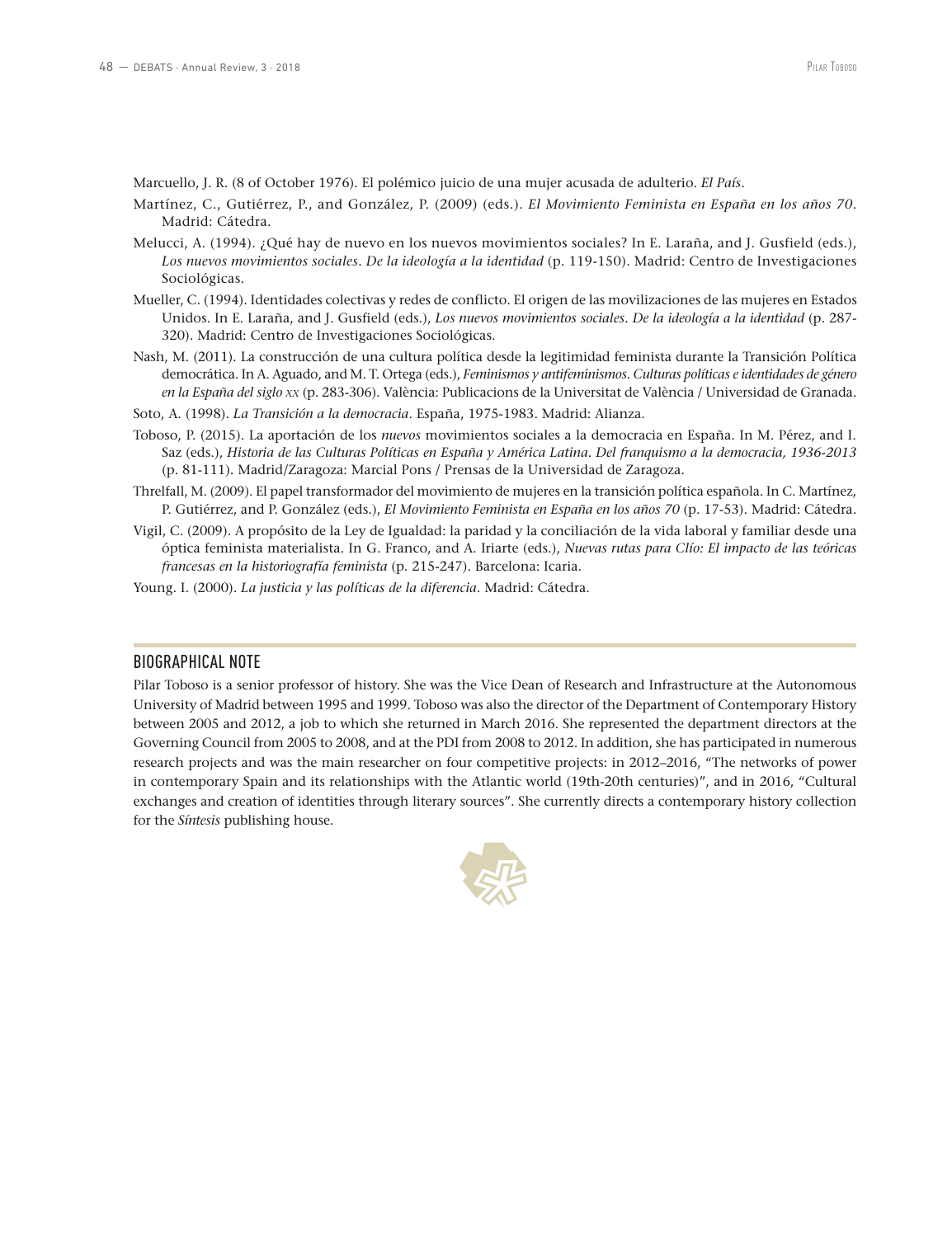Marcuello, J. R. (8 of October 1976). El polémico juicio de una mujer acusada de adulterio. *El País*.

Martínez, C., Gutiérrez, P., and González, P. (2009) (eds.). *El Movimiento Feminista en España en los años 70*. Madrid: Cátedra.

Melucci, A. (1994). ¿Qué hay de nuevo en los nuevos movimientos sociales? In E. Laraña, and J. Gusfield (eds.), *Los nuevos movimientos sociales. De la ideología a la identidad* (p. 119-150). Madrid: Centro de Investigaciones Sociológicas.

Mueller, C. (1994). Identidades colectivas y redes de conflicto. El origen de las movilizaciones de las mujeres en Estados Unidos. In E. Laraña, and J. Gusfield (eds.), *Los nuevos movimientos sociales. De la ideología a la identidad* (p. 287-320). Madrid: Centro de Investigaciones Sociológicas.

Nash, M. (2011). La construcción de una cultura política desde la legitimidad feminista durante la Transición Política democrática. In A. Aguado, and M. T. Ortega (eds.), *Feminismos y antifeminismos. Culturas políticas e identidades de género en la España del siglo xx* (p. 283-306). València: Publicacions de la Universitat de València / Universidad de Granada.

Soto, A. (1998). *La Transición a la democracia*. España, 1975-1983. Madrid: Alianza.

Toboso, P. (2015). La aportación de los *nuevos* movimientos sociales a la democracia en España. In M. Pérez, and I. Saz (eds.), *Historia de las Culturas Políticas en España y América Latina. Del franquismo a la democracia, 1936-2013* (p. 81-111). Madrid/Zaragoza: Marcial Pons / Prensas de la Universidad de Zaragoza.

Threlfall, M. (2009). El papel transformador del movimiento de mujeres en la transición política española. In C. Martínez, P. Gutiérrez, and P. González (eds.), *El Movimiento Feminista en España en los años 70* (p. 17-53). Madrid: Cátedra.

Vigil, C. (2009). A propósito de la Ley de Igualdad: la paridad y la conciliación de la vida laboral y familiar desde una óptica feminista materialista. In G. Franco, and A. Iriarte (eds.), *Nuevas rutas para Clío: El impacto de las teóricas francesas en la historiografía feminista* (p. 215-247). Barcelona: Icaria.

Young. I. (2000). *La justicia y las políticas de la diferencia*. Madrid: Cátedra.

## BIOGRAPHICAL NOTE

Pilar Toboso is a senior professor of history. She was the Vice Dean of Research and Infrastructure at the Autonomous University of Madrid between 1995 and 1999. Toboso was also the director of the Department of Contemporary History between 2005 and 2012, a job to which she returned in March 2016. She represented the department directors at the Governing Council from 2005 to 2008, and at the PDI from 2008 to 2012. In addition, she has participated in numerous research projects and was the main researcher on four competitive projects: in 2012–2016, "The networks of power in contemporary Spain and its relationships with the Atlantic world (19th-20th centuries)", and in 2016, "Cultural exchanges and creation of identities through literary sources". She currently directs a contemporary history collection for the *Síntesis* publishing house.